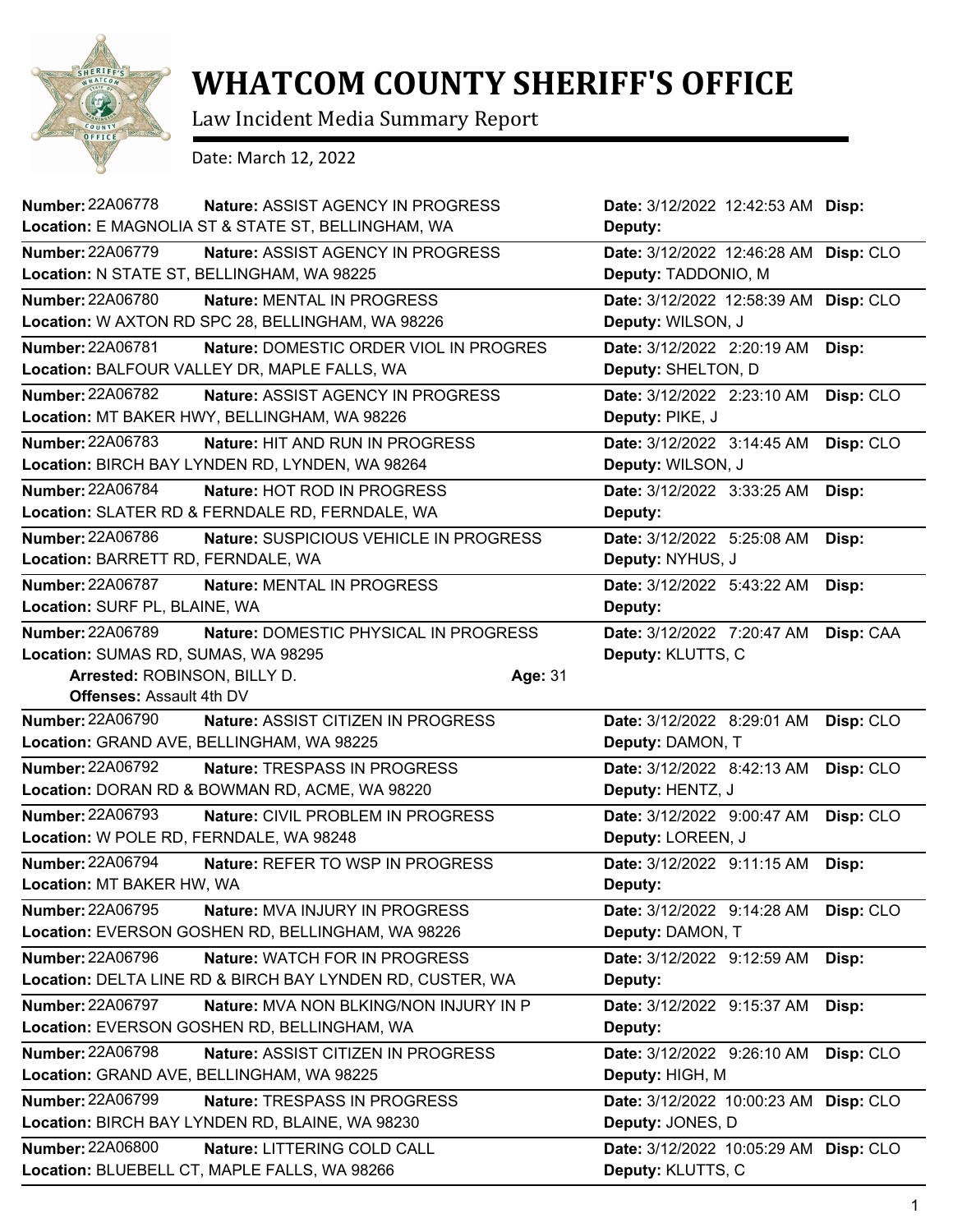# WHATCOM COUNTY SHERIFF'S OFFICE

Law Incident Media Summary Report

Date: March 12, 2022

**Number:** 22A06778 **Nature:** ASSIST AGENCY IN PROGRESS **Date:** 3/12/2022 12:42:53 AM **Disp:**
**Location:** E MAGNOLIA ST & STATE ST, BELLINGHAM, WA **Deputy:**

---

**Number:** 22A06779 **Nature:** ASSIST AGENCY IN PROGRESS **Date:** 3/12/2022 12:46:28 AM **Disp:** CLO
**Location:** N STATE ST, BELLINGHAM, WA 98225 **Deputy:** TADDONIO, M

---

**Number:** 22A06780 **Nature:** MENTAL IN PROGRESS **Date:** 3/12/2022 12:58:39 AM **Disp:** CLO
**Location:** W AXTON RD SPC 28, BELLINGHAM, WA 98226 **Deputy:** WILSON, J

---

**Number:** 22A06781 **Nature:** DOMESTIC ORDER VIOL IN PROGRES **Date:** 3/12/2022 2:20:19 AM **Disp:**
**Location:** BALFOUR VALLEY DR, MAPLE FALLS, WA **Deputy:** SHELTON, D

---

**Number:** 22A06782 **Nature:** ASSIST AGENCY IN PROGRESS **Date:** 3/12/2022 2:23:10 AM **Disp:** CLO
**Location:** MT BAKER HWY, BELLINGHAM, WA 98226 **Deputy:** PIKE, J

---

**Number:** 22A06783 **Nature:** HIT AND RUN IN PROGRESS **Date:** 3/12/2022 3:14:45 AM **Disp:** CLO
**Location:** BIRCH BAY LYNDEN RD, LYNDEN, WA 98264 **Deputy:** WILSON, J

---

**Number:** 22A06784 **Nature:** HOT ROD IN PROGRESS **Date:** 3/12/2022 3:33:25 AM **Disp:**
**Location:** SLATER RD & FERNDALE RD, FERNDALE, WA **Deputy:**

---

**Number:** 22A06786 **Nature:** SUSPICIOUS VEHICLE IN PROGRESS **Date:** 3/12/2022 5:25:08 AM **Disp:**
**Location:** BARRETT RD, FERNDALE, WA **Deputy:** NYHUS, J

---

**Number:** 22A06787 **Nature:** MENTAL IN PROGRESS **Date:** 3/12/2022 5:43:22 AM **Disp:**
**Location:** SURF PL, BLAINE, WA **Deputy:**

---

**Number:** 22A06789 **Nature:** DOMESTIC PHYSICAL IN PROGRESS **Date:** 3/12/2022 7:20:47 AM **Disp:** CAA
**Location:** SUMAS RD, SUMAS, WA 98295 **Deputy:** KLUTTS, C
**Arrested:** ROBINSON, BILLY D. **Age:** 31
**Offenses:** Assault 4th DV

---

**Number:** 22A06790 **Nature:** ASSIST CITIZEN IN PROGRESS **Date:** 3/12/2022 8:29:01 AM **Disp:** CLO
**Location:** GRAND AVE, BELLINGHAM, WA 98225 **Deputy:** DAMON, T

---

**Number:** 22A06792 **Nature:** TRESPASS IN PROGRESS **Date:** 3/12/2022 8:42:13 AM **Disp:** CLO
**Location:** DORAN RD & BOWMAN RD, ACME, WA 98220 **Deputy:** HENTZ, J

---

**Number:** 22A06793 **Nature:** CIVIL PROBLEM IN PROGRESS **Date:** 3/12/2022 9:00:47 AM **Disp:** CLO
**Location:** W POLE RD, FERNDALE, WA 98248 **Deputy:** LOREEN, J

---

**Number:** 22A06794 **Nature:** REFER TO WSP IN PROGRESS **Date:** 3/12/2022 9:11:15 AM **Disp:**
**Location:** MT BAKER HW, WA **Deputy:**

---

**Number:** 22A06795 **Nature:** MVA INJURY IN PROGRESS **Date:** 3/12/2022 9:14:28 AM **Disp:** CLO
**Location:** EVERSON GOSHEN RD, BELLINGHAM, WA 98226 **Deputy:** DAMON, T

---

**Number:** 22A06796 **Nature:** WATCH FOR IN PROGRESS **Date:** 3/12/2022 9:12:59 AM **Disp:**
**Location:** DELTA LINE RD & BIRCH BAY LYNDEN RD, CUSTER, WA **Deputy:**

---

**Number:** 22A06797 **Nature:** MVA NON BLKING/NON INJURY IN P **Date:** 3/12/2022 9:15:37 AM **Disp:**
**Location:** EVERSON GOSHEN RD, BELLINGHAM, WA **Deputy:**

---

**Number:** 22A06798 **Nature:** ASSIST CITIZEN IN PROGRESS **Date:** 3/12/2022 9:26:10 AM **Disp:** CLO
**Location:** GRAND AVE, BELLINGHAM, WA 98225 **Deputy:** HIGH, M

---

**Number:** 22A06799 **Nature:** TRESPASS IN PROGRESS **Date:** 3/12/2022 10:00:23 AM **Disp:** CLO
**Location:** BIRCH BAY LYNDEN RD, BLAINE, WA 98230 **Deputy:** JONES, D

---

**Number:** 22A06800 **Nature:** LITTERING COLD CALL **Date:** 3/12/2022 10:05:29 AM **Disp:** CLO
**Location:** BLUEBELL CT, MAPLE FALLS, WA 98266 **Deputy:** KLUTTS, C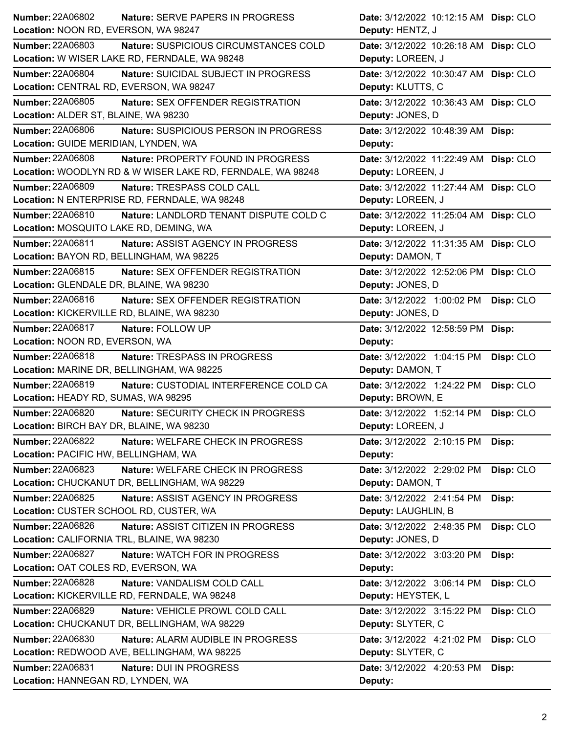| Number | Nature | Date | Disp | Location | Deputy |
|---|---|---|---|---|---|
| 22A06802 | SERVE PAPERS IN PROGRESS | 3/12/2022 10:12:15 AM | CLO | NOON RD, EVERSON, WA 98247 | HENTZ, J |
| 22A06803 | SUSPICIOUS CIRCUMSTANCES COLD | 3/12/2022 10:26:18 AM | CLO | W WISER LAKE RD, FERNDALE, WA 98248 | LOREEN, J |
| 22A06804 | SUICIDAL SUBJECT IN PROGRESS | 3/12/2022 10:30:47 AM | CLO | CENTRAL RD, EVERSON, WA 98247 | KLUTTS, C |
| 22A06805 | SEX OFFENDER REGISTRATION | 3/12/2022 10:36:43 AM | CLO | ALDER ST, BLAINE, WA 98230 | JONES, D |
| 22A06806 | SUSPICIOUS PERSON IN PROGRESS | 3/12/2022 10:48:39 AM | | GUIDE MERIDIAN, LYNDEN, WA | |
| 22A06808 | PROPERTY FOUND IN PROGRESS | 3/12/2022 11:22:49 AM | CLO | WOODLYN RD & W WISER LAKE RD, FERNDALE, WA 98248 | LOREEN, J |
| 22A06809 | TRESPASS COLD CALL | 3/12/2022 11:27:44 AM | CLO | N ENTERPRISE RD, FERNDALE, WA 98248 | LOREEN, J |
| 22A06810 | LANDLORD TENANT DISPUTE COLD C | 3/12/2022 11:25:04 AM | CLO | MOSQUITO LAKE RD, DEMING, WA | LOREEN, J |
| 22A06811 | ASSIST AGENCY IN PROGRESS | 3/12/2022 11:31:35 AM | CLO | BAYON RD, BELLINGHAM, WA 98225 | DAMON, T |
| 22A06815 | SEX OFFENDER REGISTRATION | 3/12/2022 12:52:06 PM | CLO | GLENDALE DR, BLAINE, WA 98230 | JONES, D |
| 22A06816 | SEX OFFENDER REGISTRATION | 3/12/2022 1:00:02 PM | CLO | KICKERVILLE RD, BLAINE, WA 98230 | JONES, D |
| 22A06817 | FOLLOW UP | 3/12/2022 12:58:59 PM | | NOON RD, EVERSON, WA | |
| 22A06818 | TRESPASS IN PROGRESS | 3/12/2022 1:04:15 PM | CLO | MARINE DR, BELLINGHAM, WA 98225 | DAMON, T |
| 22A06819 | CUSTODIAL INTERFERENCE COLD CA | 3/12/2022 1:24:22 PM | CLO | HEADY RD, SUMAS, WA 98295 | BROWN, E |
| 22A06820 | SECURITY CHECK IN PROGRESS | 3/12/2022 1:52:14 PM | CLO | BIRCH BAY DR, BLAINE, WA 98230 | LOREEN, J |
| 22A06822 | WELFARE CHECK IN PROGRESS | 3/12/2022 2:10:15 PM | | PACIFIC HW, BELLINGHAM, WA | |
| 22A06823 | WELFARE CHECK IN PROGRESS | 3/12/2022 2:29:02 PM | CLO | CHUCKANUT DR, BELLINGHAM, WA 98229 | DAMON, T |
| 22A06825 | ASSIST AGENCY IN PROGRESS | 3/12/2022 2:41:54 PM | | CUSTER SCHOOL RD, CUSTER, WA | LAUGHLIN, B |
| 22A06826 | ASSIST CITIZEN IN PROGRESS | 3/12/2022 2:48:35 PM | CLO | CALIFORNIA TRL, BLAINE, WA 98230 | JONES, D |
| 22A06827 | WATCH FOR IN PROGRESS | 3/12/2022 3:03:20 PM | | OAT COLES RD, EVERSON, WA | |
| 22A06828 | VANDALISM COLD CALL | 3/12/2022 3:06:14 PM | CLO | KICKERVILLE RD, FERNDALE, WA 98248 | HEYSTEK, L |
| 22A06829 | VEHICLE PROWL COLD CALL | 3/12/2022 3:15:22 PM | CLO | CHUCKANUT DR, BELLINGHAM, WA 98229 | SLYTER, C |
| 22A06830 | ALARM AUDIBLE IN PROGRESS | 3/12/2022 4:21:02 PM | CLO | REDWOOD AVE, BELLINGHAM, WA 98225 | SLYTER, C |
| 22A06831 | DUI IN PROGRESS | 3/12/2022 4:20:53 PM | | HANNEGAN RD, LYNDEN, WA | |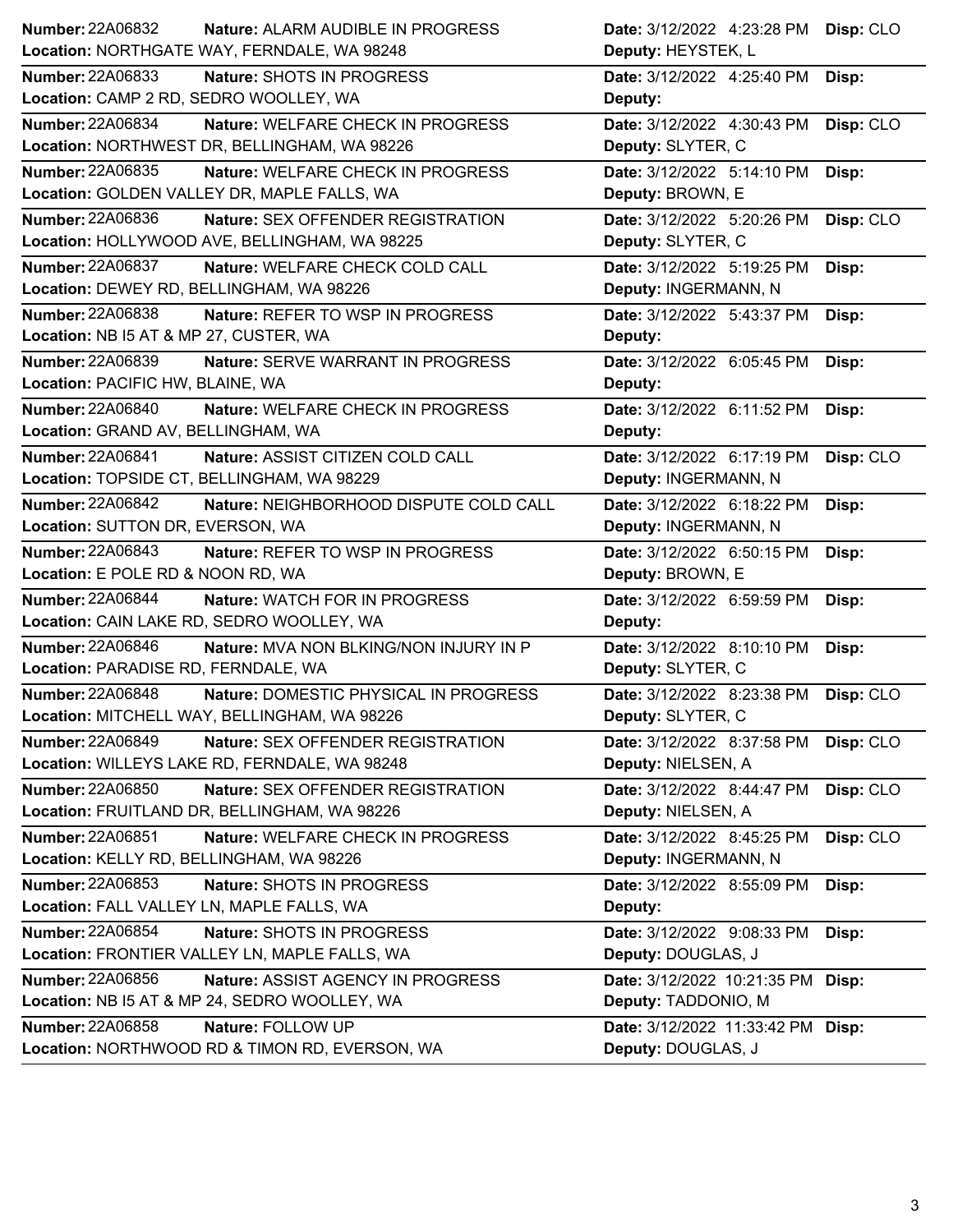**Number:** 22A06832 **Nature:** ALARM AUDIBLE IN PROGRESS **Date:** 3/12/2022 4:23:28 PM **Disp:** CLO
**Location:** NORTHGATE WAY, FERNDALE, WA 98248 **Deputy:** HEYSTEK, L

---

**Number:** 22A06833 **Nature:** SHOTS IN PROGRESS **Date:** 3/12/2022 4:25:40 PM **Disp:**
**Location:** CAMP 2 RD, SEDRO WOOLLEY, WA **Deputy:**

---

**Number:** 22A06834 **Nature:** WELFARE CHECK IN PROGRESS **Date:** 3/12/2022 4:30:43 PM **Disp:** CLO
**Location:** NORTHWEST DR, BELLINGHAM, WA 98226 **Deputy:** SLYTER, C

---

**Number:** 22A06835 **Nature:** WELFARE CHECK IN PROGRESS **Date:** 3/12/2022 5:14:10 PM **Disp:**
**Location:** GOLDEN VALLEY DR, MAPLE FALLS, WA **Deputy:** BROWN, E

---

**Number:** 22A06836 **Nature:** SEX OFFENDER REGISTRATION **Date:** 3/12/2022 5:20:26 PM **Disp:** CLO
**Location:** HOLLYWOOD AVE, BELLINGHAM, WA 98225 **Deputy:** SLYTER, C

---

**Number:** 22A06837 **Nature:** WELFARE CHECK COLD CALL **Date:** 3/12/2022 5:19:25 PM **Disp:**
**Location:** DEWEY RD, BELLINGHAM, WA 98226 **Deputy:** INGERMANN, N

---

**Number:** 22A06838 **Nature:** REFER TO WSP IN PROGRESS **Date:** 3/12/2022 5:43:37 PM **Disp:**
**Location:** NB I5 AT & MP 27, CUSTER, WA **Deputy:**

---

**Number:** 22A06839 **Nature:** SERVE WARRANT IN PROGRESS **Date:** 3/12/2022 6:05:45 PM **Disp:**
**Location:** PACIFIC HW, BLAINE, WA **Deputy:**

---

**Number:** 22A06840 **Nature:** WELFARE CHECK IN PROGRESS **Date:** 3/12/2022 6:11:52 PM **Disp:**
**Location:** GRAND AV, BELLINGHAM, WA **Deputy:**

---

**Number:** 22A06841 **Nature:** ASSIST CITIZEN COLD CALL **Date:** 3/12/2022 6:17:19 PM **Disp:** CLO
**Location:** TOPSIDE CT, BELLINGHAM, WA 98229 **Deputy:** INGERMANN, N

---

**Number:** 22A06842 **Nature:** NEIGHBORHOOD DISPUTE COLD CALL **Date:** 3/12/2022 6:18:22 PM **Disp:**
**Location:** SUTTON DR, EVERSON, WA **Deputy:** INGERMANN, N

---

**Number:** 22A06843 **Nature:** REFER TO WSP IN PROGRESS **Date:** 3/12/2022 6:50:15 PM **Disp:**
**Location:** E POLE RD & NOON RD, WA **Deputy:** BROWN, E

---

**Number:** 22A06844 **Nature:** WATCH FOR IN PROGRESS **Date:** 3/12/2022 6:59:59 PM **Disp:**
**Location:** CAIN LAKE RD, SEDRO WOOLLEY, WA **Deputy:**

---

**Number:** 22A06846 **Nature:** MVA NON BLKING/NON INJURY IN P **Date:** 3/12/2022 8:10:10 PM **Disp:**
**Location:** PARADISE RD, FERNDALE, WA **Deputy:** SLYTER, C

---

**Number:** 22A06848 **Nature:** DOMESTIC PHYSICAL IN PROGRESS **Date:** 3/12/2022 8:23:38 PM **Disp:** CLO
**Location:** MITCHELL WAY, BELLINGHAM, WA 98226 **Deputy:** SLYTER, C

---

**Number:** 22A06849 **Nature:** SEX OFFENDER REGISTRATION **Date:** 3/12/2022 8:37:58 PM **Disp:** CLO
**Location:** WILLEYS LAKE RD, FERNDALE, WA 98248 **Deputy:** NIELSEN, A

---

**Number:** 22A06850 **Nature:** SEX OFFENDER REGISTRATION **Date:** 3/12/2022 8:44:47 PM **Disp:** CLO
**Location:** FRUITLAND DR, BELLINGHAM, WA 98226 **Deputy:** NIELSEN, A

---

**Number:** 22A06851 **Nature:** WELFARE CHECK IN PROGRESS **Date:** 3/12/2022 8:45:25 PM **Disp:** CLO
**Location:** KELLY RD, BELLINGHAM, WA 98226 **Deputy:** INGERMANN, N

---

**Number:** 22A06853 **Nature:** SHOTS IN PROGRESS **Date:** 3/12/2022 8:55:09 PM **Disp:**
**Location:** FALL VALLEY LN, MAPLE FALLS, WA **Deputy:**

---

**Number:** 22A06854 **Nature:** SHOTS IN PROGRESS **Date:** 3/12/2022 9:08:33 PM **Disp:**
**Location:** FRONTIER VALLEY LN, MAPLE FALLS, WA **Deputy:** DOUGLAS, J

---

**Number:** 22A06856 **Nature:** ASSIST AGENCY IN PROGRESS **Date:** 3/12/2022 10:21:35 PM **Disp:**
**Location:** NB I5 AT & MP 24, SEDRO WOOLLEY, WA **Deputy:** TADDONIO, M

---

**Number:** 22A06858 **Nature:** FOLLOW UP **Date:** 3/12/2022 11:33:42 PM **Disp:**
**Location:** NORTHWOOD RD & TIMON RD, EVERSON, WA **Deputy:** DOUGLAS, J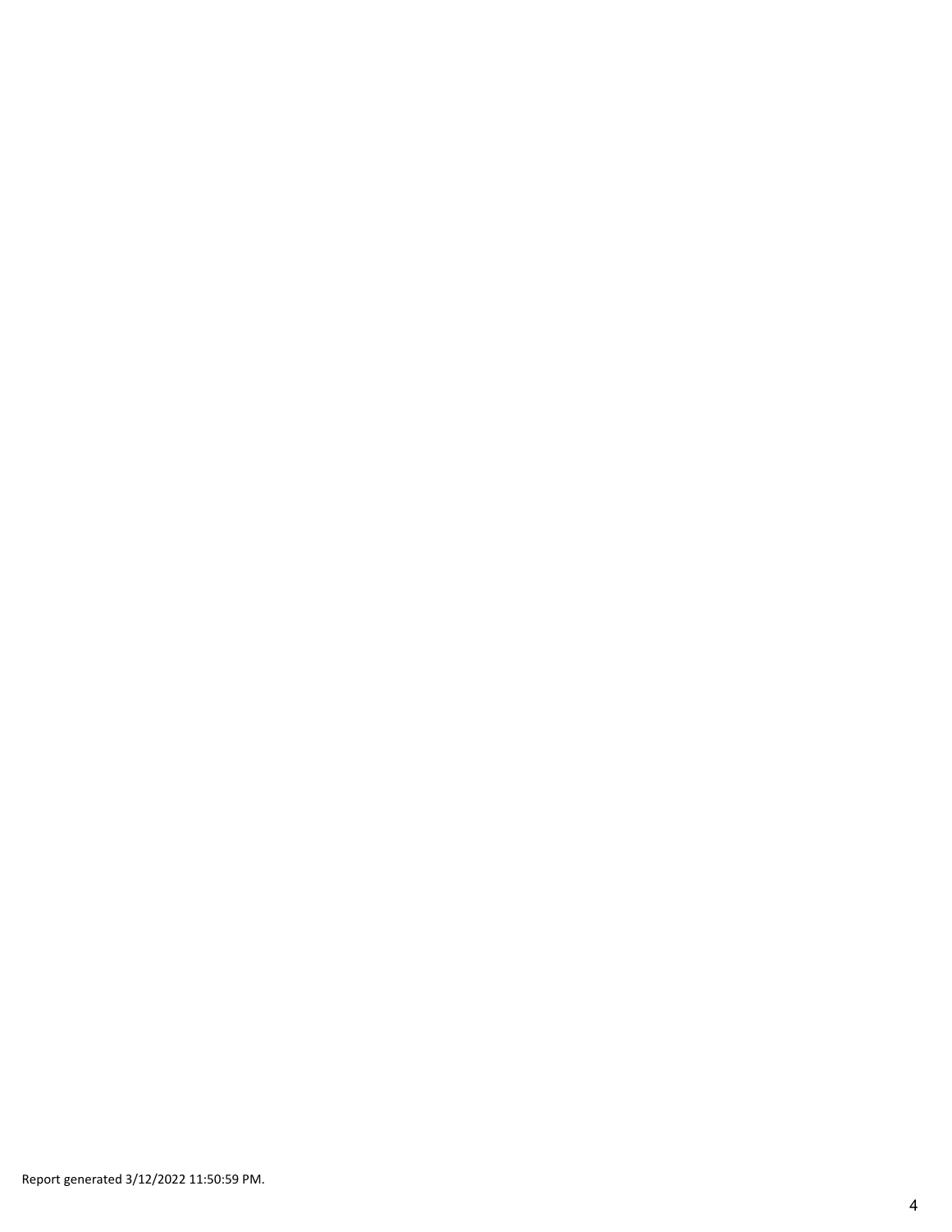Report generated 3/12/2022 11:50:59 PM.